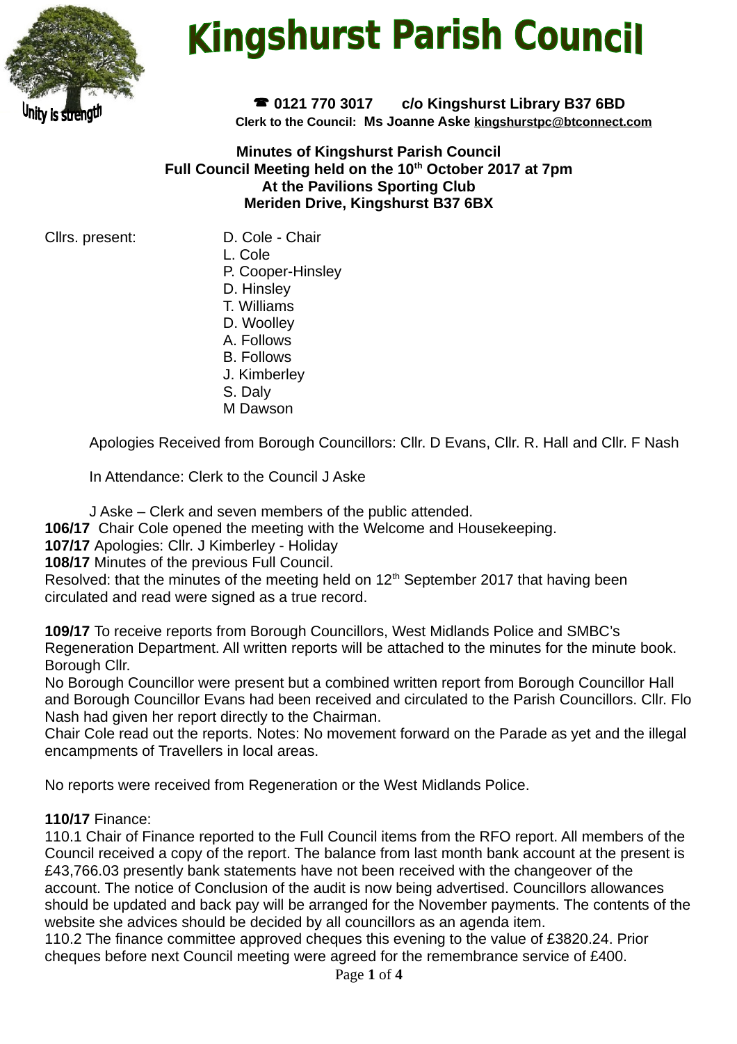# Kingshurst Parish Council

Unity is strength

☎ 0121 770 3017 c/o Kingshurst Library B37 6BD

**Clerk to the Council: Ms Joanne Aske kingshurstpc@btconnect.com**

**Minutes of Kingshurst Parish Council**
**Full Council Meeting held on the 10th October 2017 at 7pm**
**At the Pavilions Sporting Club**
**Meriden Drive, Kingshurst B37 6BX**

Cllrs. present:

- D. Cole - Chair
- L. Cole
- P. Cooper-Hinsley
- D. Hinsley
- T. Williams
- D. Woolley
- A. Follows
- B. Follows
- J. Kimberley
- S. Daly
- M Dawson

Apologies Received from Borough Councillors: Cllr. D Evans, Cllr. R. Hall and Cllr. F Nash

In Attendance: Clerk to the Council J Aske

J Aske – Clerk and seven members of the public attended.

**106/17** Chair Cole opened the meeting with the Welcome and Housekeeping.

**107/17** Apologies: Cllr. J Kimberley - Holiday

**108/17** Minutes of the previous Full Council.

Resolved: that the minutes of the meeting held on 12th September 2017 that having been circulated and read were signed as a true record.

**109/17** To receive reports from Borough Councillors, West Midlands Police and SMBC's Regeneration Department. All written reports will be attached to the minutes for the minute book. Borough Cllr.

No Borough Councillor were present but a combined written report from Borough Councillor Hall and Borough Councillor Evans had been received and circulated to the Parish Councillors. Cllr. Flo Nash had given her report directly to the Chairman.

Chair Cole read out the reports. Notes: No movement forward on the Parade as yet and the illegal encampments of Travellers in local areas.

No reports were received from Regeneration or the West Midlands Police.

**110/17** Finance:

110.1 Chair of Finance reported to the Full Council items from the RFO report. All members of the Council received a copy of the report. The balance from last month bank account at the present is £43,766.03 presently bank statements have not been received with the changeover of the account. The notice of Conclusion of the audit is now being advertised. Councillors allowances should be updated and back pay will be arranged for the November payments. The contents of the website she advices should be decided by all councillors as an agenda item.

110.2 The finance committee approved cheques this evening to the value of £3820.24. Prior cheques before next Council meeting were agreed for the remembrance service of £400.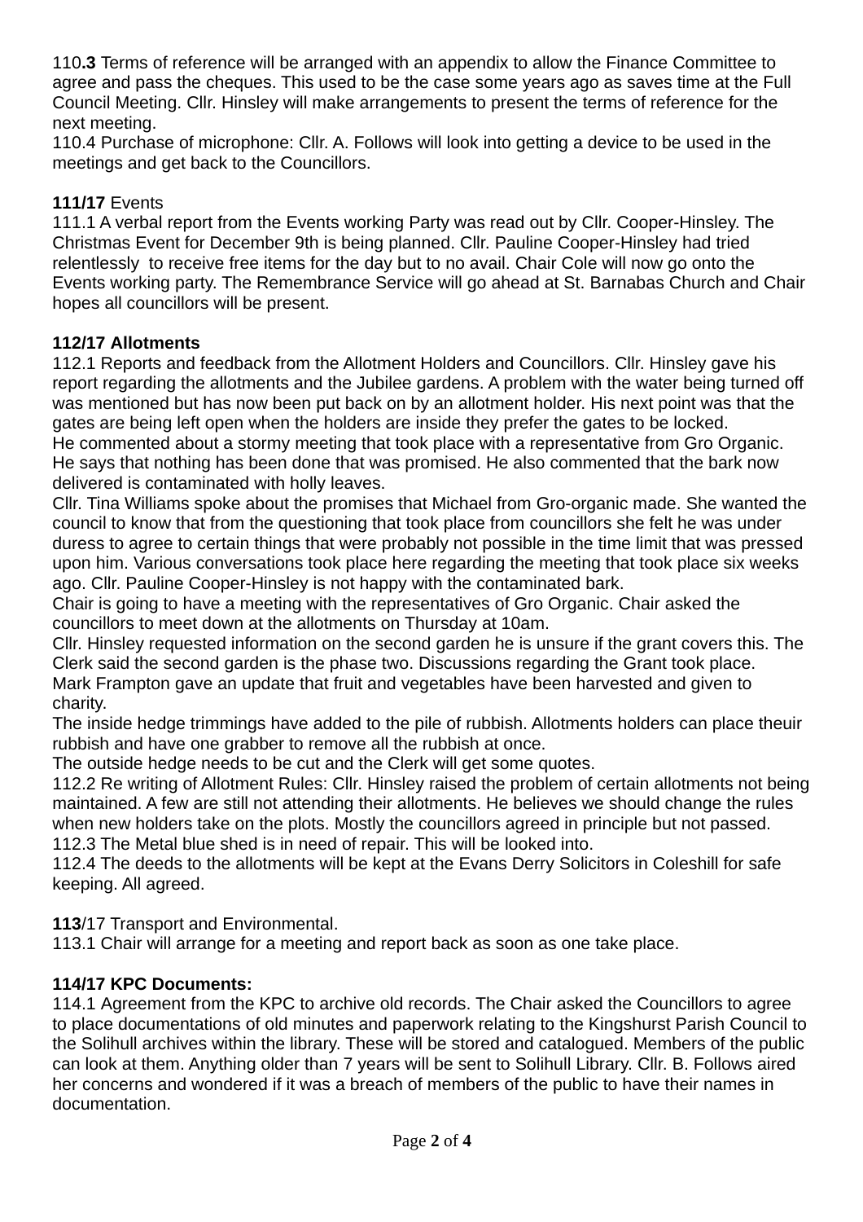110**.3** Terms of reference will be arranged with an appendix to allow the Finance Committee to agree and pass the cheques. This used to be the case some years ago as saves time at the Full Council Meeting. Cllr. Hinsley will make arrangements to present the terms of reference for the next meeting.
110.4 Purchase of microphone: Cllr. A. Follows will look into getting a device to be used in the meetings and get back to the Councillors.

**111/17** Events
111.1 A verbal report from the Events working Party was read out by Cllr. Cooper-Hinsley. The Christmas Event for December 9th is being planned. Cllr. Pauline Cooper-Hinsley had tried relentlessly to receive free items for the day but to no avail. Chair Cole will now go onto the Events working party. The Remembrance Service will go ahead at St. Barnabas Church and Chair hopes all councillors will be present.

**112/17 Allotments**
112.1 Reports and feedback from the Allotment Holders and Councillors. Cllr. Hinsley gave his report regarding the allotments and the Jubilee gardens. A problem with the water being turned off was mentioned but has now been put back on by an allotment holder. His next point was that the gates are being left open when the holders are inside they prefer the gates to be locked.
He commented about a stormy meeting that took place with a representative from Gro Organic. He says that nothing has been done that was promised. He also commented that the bark now delivered is contaminated with holly leaves.
Cllr. Tina Williams spoke about the promises that Michael from Gro-organic made. She wanted the council to know that from the questioning that took place from councillors she felt he was under duress to agree to certain things that were probably not possible in the time limit that was pressed upon him. Various conversations took place here regarding the meeting that took place six weeks ago. Cllr. Pauline Cooper-Hinsley is not happy with the contaminated bark.
Chair is going to have a meeting with the representatives of Gro Organic. Chair asked the councillors to meet down at the allotments on Thursday at 10am.
Cllr. Hinsley requested information on the second garden he is unsure if the grant covers this. The Clerk said the second garden is the phase two. Discussions regarding the Grant took place.
Mark Frampton gave an update that fruit and vegetables have been harvested and given to charity.
The inside hedge trimmings have added to the pile of rubbish. Allotments holders can place theuir rubbish and have one grabber to remove all the rubbish at once.
The outside hedge needs to be cut and the Clerk will get some quotes.
112.2 Re writing of Allotment Rules: Cllr. Hinsley raised the problem of certain allotments not being maintained. A few are still not attending their allotments. He believes we should change the rules when new holders take on the plots. Mostly the councillors agreed in principle but not passed.
112.3 The Metal blue shed is in need of repair. This will be looked into.
112.4 The deeds to the allotments will be kept at the Evans Derry Solicitors in Coleshill for safe keeping. All agreed.

**113**/17 Transport and Environmental.
113.1 Chair will arrange for a meeting and report back as soon as one take place.

**114/17 KPC Documents:**
114.1 Agreement from the KPC to archive old records. The Chair asked the Councillors to agree to place documentations of old minutes and paperwork relating to the Kingshurst Parish Council to the Solihull archives within the library. These will be stored and catalogued. Members of the public can look at them. Anything older than 7 years will be sent to Solihull Library. Cllr. B. Follows aired her concerns and wondered if it was a breach of members of the public to have their names in documentation.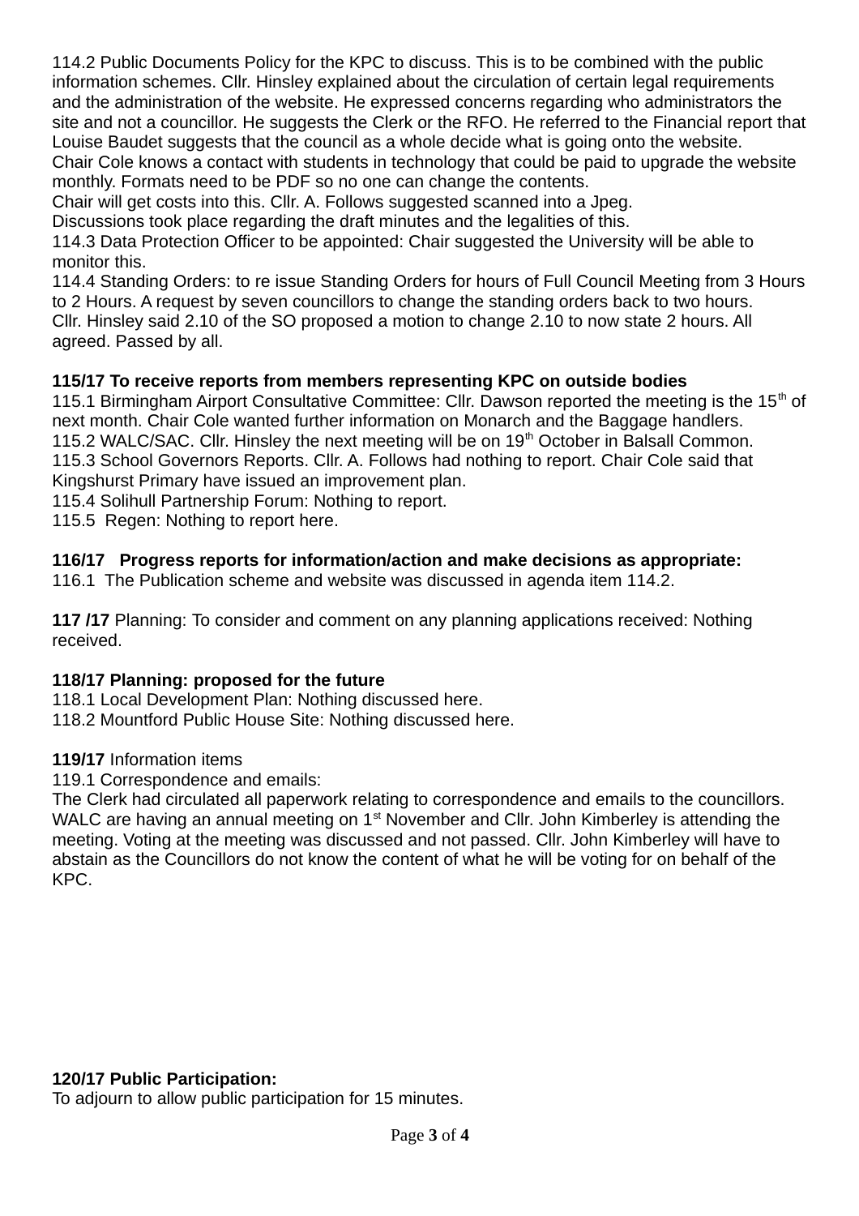114.2 Public Documents Policy for the KPC to discuss. This is to be combined with the public information schemes. Cllr. Hinsley explained about the circulation of certain legal requirements and the administration of the website. He expressed concerns regarding who administrators the site and not a councillor. He suggests the Clerk or the RFO. He referred to the Financial report that Louise Baudet suggests that the council as a whole decide what is going onto the website.
Chair Cole knows a contact with students in technology that could be paid to upgrade the website monthly. Formats need to be PDF so no one can change the contents.
Chair will get costs into this. Cllr. A. Follows suggested scanned into a Jpeg.
Discussions took place regarding the draft minutes and the legalities of this.
114.3 Data Protection Officer to be appointed: Chair suggested the University will be able to monitor this.
114.4 Standing Orders: to re issue Standing Orders for hours of Full Council Meeting from 3 Hours to 2 Hours. A request by seven councillors to change the standing orders back to two hours.
Cllr. Hinsley said 2.10 of the SO proposed a motion to change 2.10 to now state 2 hours. All agreed. Passed by all.

**115/17 To receive reports from members representing KPC on outside bodies**
115.1 Birmingham Airport Consultative Committee: Cllr. Dawson reported the meeting is the 15th of next month. Chair Cole wanted further information on Monarch and the Baggage handlers.
115.2 WALC/SAC. Cllr. Hinsley the next meeting will be on 19th October in Balsall Common.
115.3 School Governors Reports. Cllr. A. Follows had nothing to report. Chair Cole said that Kingshurst Primary have issued an improvement plan.
115.4 Solihull Partnership Forum: Nothing to report.
115.5 Regen: Nothing to report here.

**116/17 Progress reports for information/action and make decisions as appropriate:**
116.1 The Publication scheme and website was discussed in agenda item 114.2.

**117 /17** Planning: To consider and comment on any planning applications received: Nothing received.

**118/17 Planning: proposed for the future**
118.1 Local Development Plan: Nothing discussed here.
118.2 Mountford Public House Site: Nothing discussed here.

**119/17** Information items
119.1 Correspondence and emails:
The Clerk had circulated all paperwork relating to correspondence and emails to the councillors. WALC are having an annual meeting on 1st November and Cllr. John Kimberley is attending the meeting. Voting at the meeting was discussed and not passed. Cllr. John Kimberley will have to abstain as the Councillors do not know the content of what he will be voting for on behalf of the KPC.

**120/17 Public Participation:**
To adjourn to allow public participation for 15 minutes.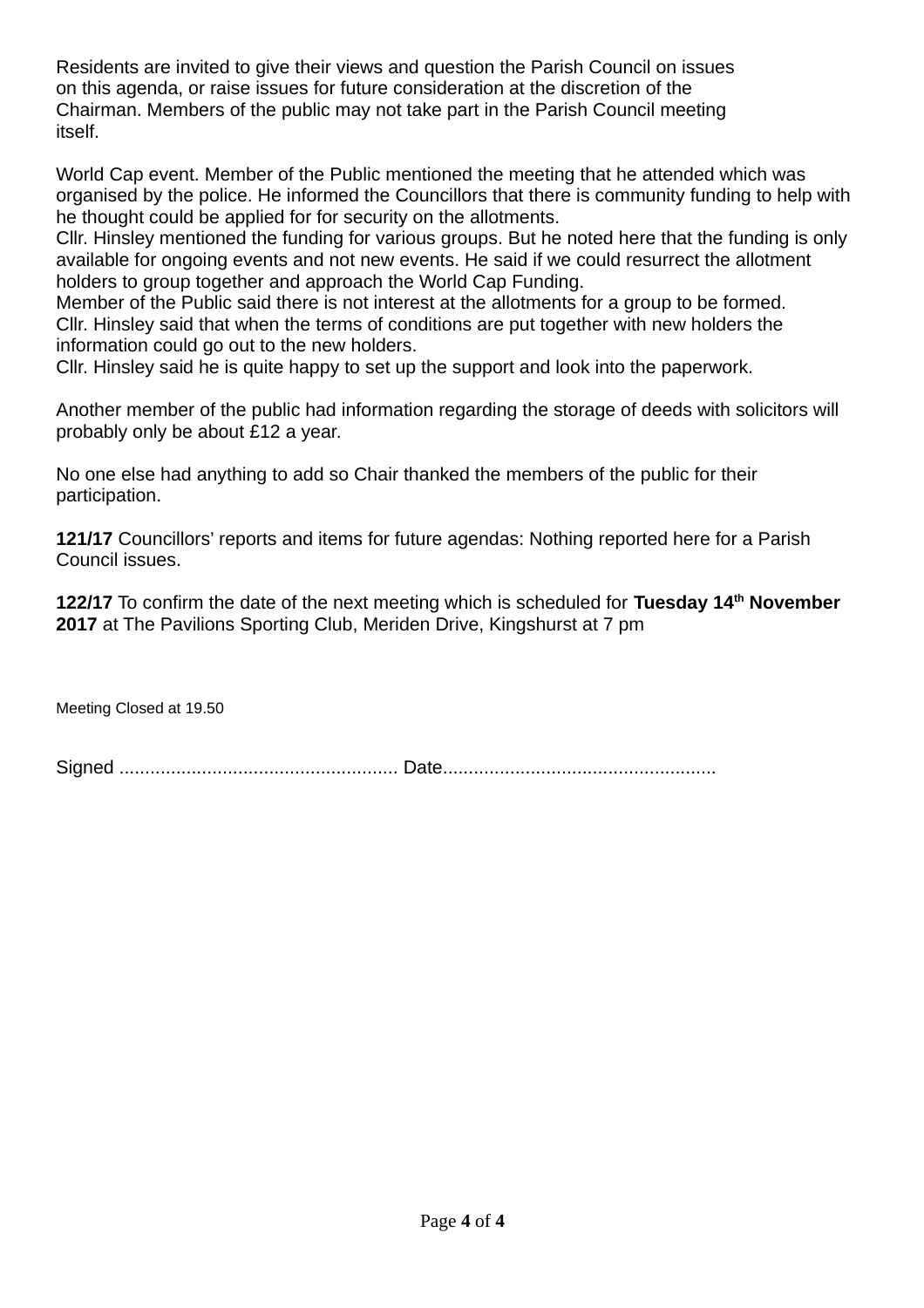Residents are invited to give their views and question the Parish Council on issues on this agenda, or raise issues for future consideration at the discretion of the Chairman. Members of the public may not take part in the Parish Council meeting itself.

World Cap event. Member of the Public mentioned the meeting that he attended which was organised by the police. He informed the Councillors that there is community funding to help with he thought could be applied for for security on the allotments.
Cllr. Hinsley mentioned the funding for various groups. But he noted here that the funding is only available for ongoing events and not new events. He said if we could resurrect the allotment holders to group together and approach the World Cap Funding.
Member of the Public said there is not interest at the allotments for a group to be formed.
Cllr. Hinsley said that when the terms of conditions are put together with new holders the information could go out to the new holders.
Cllr. Hinsley said he is quite happy to set up the support and look into the paperwork.

Another member of the public had information regarding the storage of deeds with solicitors will probably only be about £12 a year.

No one else had anything to add so Chair thanked the members of the public for their participation.

**121/17** Councillors' reports and items for future agendas: Nothing reported here for a Parish Council issues.

**122/17** To confirm the date of the next meeting which is scheduled for **Tuesday 14th November 2017** at The Pavilions Sporting Club, Meriden Drive, Kingshurst at 7 pm

Meeting Closed at 19.50

Signed ..................................................... Date....................................................